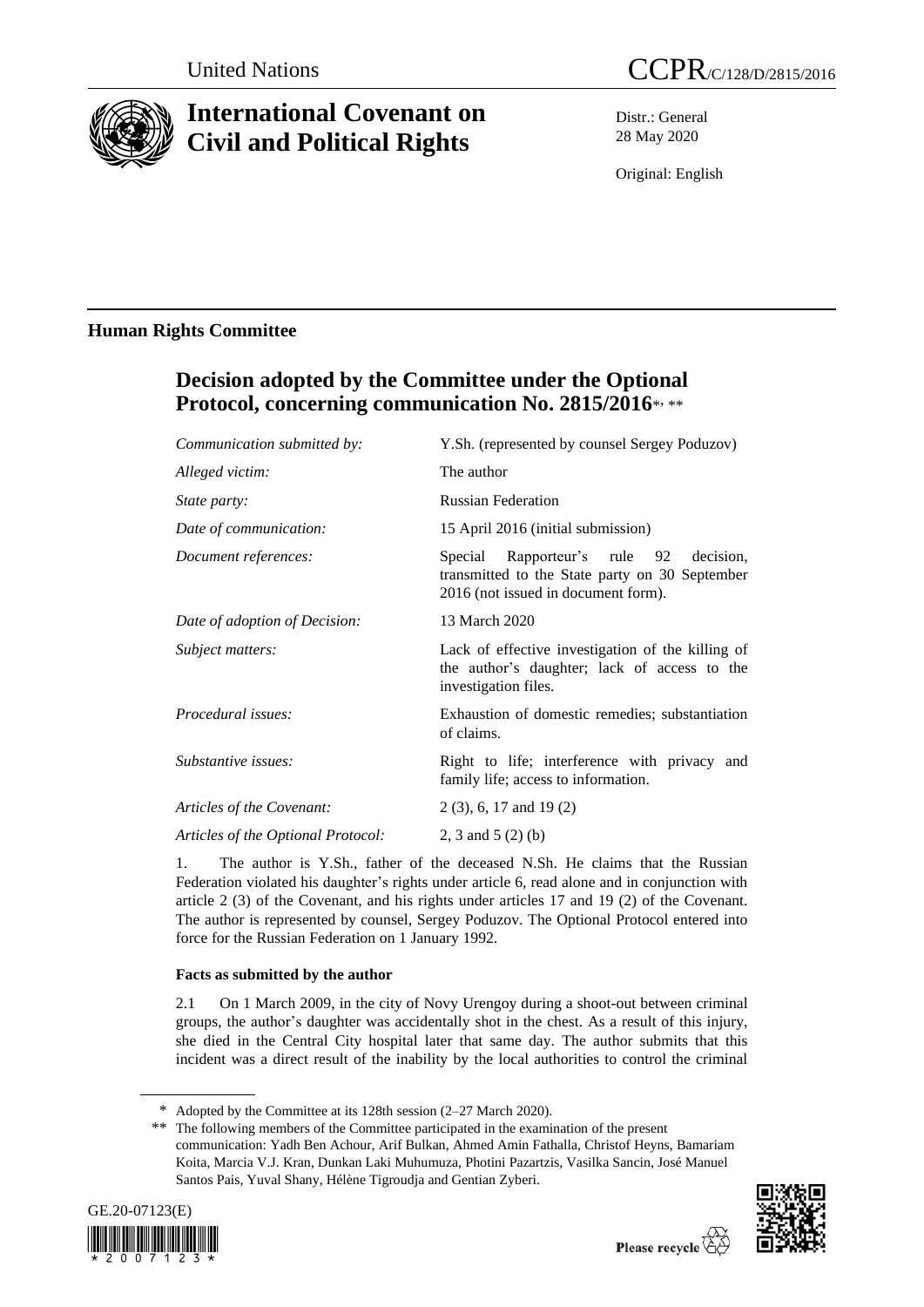United Nations

CCPR/C/128/D/2815/2016

# International Covenant on Civil and Political Rights

Distr.: General
28 May 2020

Original: English

## Human Rights Committee

## Decision adopted by the Committee under the Optional Protocol, concerning communication No. 2815/2016*, **

| | |
|---|---|
| *Communication submitted by:* | Y.Sh. (represented by counsel Sergey Poduzov) |
| *Alleged victim:* | The author |
| *State party:* | Russian Federation |
| *Date of communication:* | 15 April 2016 (initial submission) |
| *Document references:* | Special Rapporteur's rule 92 decision, transmitted to the State party on 30 September 2016 (not issued in document form). |
| *Date of adoption of Decision:* | 13 March 2020 |
| *Subject matters:* | Lack of effective investigation of the killing of the author's daughter; lack of access to the investigation files. |
| *Procedural issues:* | Exhaustion of domestic remedies; substantiation of claims. |
| *Substantive issues:* | Right to life; interference with privacy and family life; access to information. |
| *Articles of the Covenant:* | 2 (3), 6, 17 and 19 (2) |
| *Articles of the Optional Protocol:* | 2, 3 and 5 (2) (b) |

1. The author is Y.Sh., father of the deceased N.Sh. He claims that the Russian Federation violated his daughter's rights under article 6, read alone and in conjunction with article 2 (3) of the Covenant, and his rights under articles 17 and 19 (2) of the Covenant. The author is represented by counsel, Sergey Poduzov. The Optional Protocol entered into force for the Russian Federation on 1 January 1992.

### Facts as submitted by the author

2.1 On 1 March 2009, in the city of Novy Urengoy during a shoot-out between criminal groups, the author's daughter was accidentally shot in the chest. As a result of this injury, she died in the Central City hospital later that same day. The author submits that this incident was a direct result of the inability by the local authorities to control the criminal

\* Adopted by the Committee at its 128th session (2–27 March 2020).

\*\* The following members of the Committee participated in the examination of the present communication: Yadh Ben Achour, Arif Bulkan, Ahmed Amin Fathalla, Christof Heyns, Bamariam Koita, Marcia V.J. Kran, Dunkan Laki Muhumuza, Photini Pazartzis, Vasilka Sancin, José Manuel Santos Pais, Yuval Shany, Hélène Tigroudja and Gentian Zyberi.

GE.20-07123(E)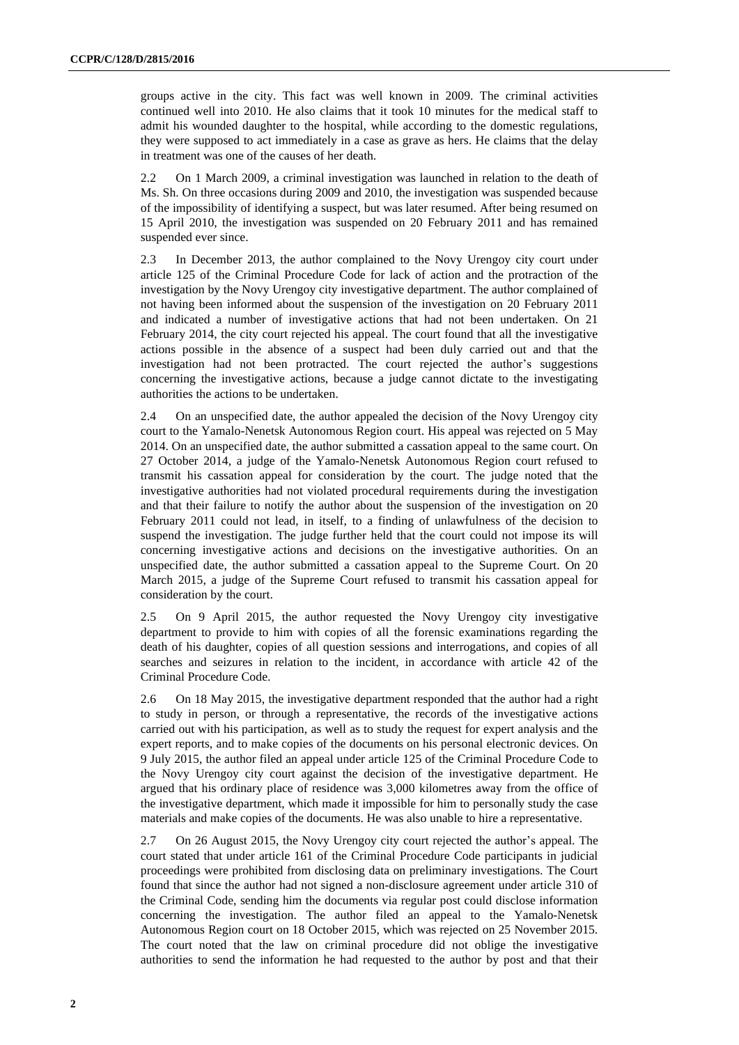groups active in the city. This fact was well known in 2009. The criminal activities continued well into 2010. He also claims that it took 10 minutes for the medical staff to admit his wounded daughter to the hospital, while according to the domestic regulations, they were supposed to act immediately in a case as grave as hers. He claims that the delay in treatment was one of the causes of her death.

2.2 On 1 March 2009, a criminal investigation was launched in relation to the death of Ms. Sh. On three occasions during 2009 and 2010, the investigation was suspended because of the impossibility of identifying a suspect, but was later resumed. After being resumed on 15 April 2010, the investigation was suspended on 20 February 2011 and has remained suspended ever since.

2.3 In December 2013, the author complained to the Novy Urengoy city court under article 125 of the Criminal Procedure Code for lack of action and the protraction of the investigation by the Novy Urengoy city investigative department. The author complained of not having been informed about the suspension of the investigation on 20 February 2011 and indicated a number of investigative actions that had not been undertaken. On 21 February 2014, the city court rejected his appeal. The court found that all the investigative actions possible in the absence of a suspect had been duly carried out and that the investigation had not been protracted. The court rejected the author's suggestions concerning the investigative actions, because a judge cannot dictate to the investigating authorities the actions to be undertaken.

2.4 On an unspecified date, the author appealed the decision of the Novy Urengoy city court to the Yamalo-Nenetsk Autonomous Region court. His appeal was rejected on 5 May 2014. On an unspecified date, the author submitted a cassation appeal to the same court. On 27 October 2014, a judge of the Yamalo-Nenetsk Autonomous Region court refused to transmit his cassation appeal for consideration by the court. The judge noted that the investigative authorities had not violated procedural requirements during the investigation and that their failure to notify the author about the suspension of the investigation on 20 February 2011 could not lead, in itself, to a finding of unlawfulness of the decision to suspend the investigation. The judge further held that the court could not impose its will concerning investigative actions and decisions on the investigative authorities. On an unspecified date, the author submitted a cassation appeal to the Supreme Court. On 20 March 2015, a judge of the Supreme Court refused to transmit his cassation appeal for consideration by the court.

2.5 On 9 April 2015, the author requested the Novy Urengoy city investigative department to provide to him with copies of all the forensic examinations regarding the death of his daughter, copies of all question sessions and interrogations, and copies of all searches and seizures in relation to the incident, in accordance with article 42 of the Criminal Procedure Code.

2.6 On 18 May 2015, the investigative department responded that the author had a right to study in person, or through a representative, the records of the investigative actions carried out with his participation, as well as to study the request for expert analysis and the expert reports, and to make copies of the documents on his personal electronic devices. On 9 July 2015, the author filed an appeal under article 125 of the Criminal Procedure Code to the Novy Urengoy city court against the decision of the investigative department. He argued that his ordinary place of residence was 3,000 kilometres away from the office of the investigative department, which made it impossible for him to personally study the case materials and make copies of the documents. He was also unable to hire a representative.

2.7 On 26 August 2015, the Novy Urengoy city court rejected the author's appeal. The court stated that under article 161 of the Criminal Procedure Code participants in judicial proceedings were prohibited from disclosing data on preliminary investigations. The Court found that since the author had not signed a non-disclosure agreement under article 310 of the Criminal Code, sending him the documents via regular post could disclose information concerning the investigation. The author filed an appeal to the Yamalo-Nenetsk Autonomous Region court on 18 October 2015, which was rejected on 25 November 2015. The court noted that the law on criminal procedure did not oblige the investigative authorities to send the information he had requested to the author by post and that their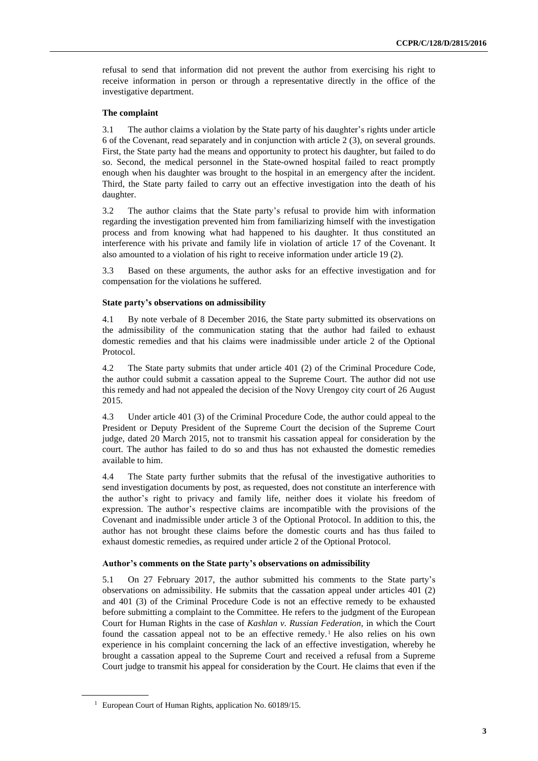refusal to send that information did not prevent the author from exercising his right to receive information in person or through a representative directly in the office of the investigative department.

### The complaint

3.1 The author claims a violation by the State party of his daughter's rights under article 6 of the Covenant, read separately and in conjunction with article 2 (3), on several grounds. First, the State party had the means and opportunity to protect his daughter, but failed to do so. Second, the medical personnel in the State-owned hospital failed to react promptly enough when his daughter was brought to the hospital in an emergency after the incident. Third, the State party failed to carry out an effective investigation into the death of his daughter.

3.2 The author claims that the State party's refusal to provide him with information regarding the investigation prevented him from familiarizing himself with the investigation process and from knowing what had happened to his daughter. It thus constituted an interference with his private and family life in violation of article 17 of the Covenant. It also amounted to a violation of his right to receive information under article 19 (2).

3.3 Based on these arguments, the author asks for an effective investigation and for compensation for the violations he suffered.

### State party's observations on admissibility

4.1 By note verbale of 8 December 2016, the State party submitted its observations on the admissibility of the communication stating that the author had failed to exhaust domestic remedies and that his claims were inadmissible under article 2 of the Optional Protocol.

4.2 The State party submits that under article 401 (2) of the Criminal Procedure Code, the author could submit a cassation appeal to the Supreme Court. The author did not use this remedy and had not appealed the decision of the Novy Urengoy city court of 26 August 2015.

4.3 Under article 401 (3) of the Criminal Procedure Code, the author could appeal to the President or Deputy President of the Supreme Court the decision of the Supreme Court judge, dated 20 March 2015, not to transmit his cassation appeal for consideration by the court. The author has failed to do so and thus has not exhausted the domestic remedies available to him.

4.4 The State party further submits that the refusal of the investigative authorities to send investigation documents by post, as requested, does not constitute an interference with the author's right to privacy and family life, neither does it violate his freedom of expression. The author's respective claims are incompatible with the provisions of the Covenant and inadmissible under article 3 of the Optional Protocol. In addition to this, the author has not brought these claims before the domestic courts and has thus failed to exhaust domestic remedies, as required under article 2 of the Optional Protocol.

### Author's comments on the State party's observations on admissibility

5.1 On 27 February 2017, the author submitted his comments to the State party's observations on admissibility. He submits that the cassation appeal under articles 401 (2) and 401 (3) of the Criminal Procedure Code is not an effective remedy to be exhausted before submitting a complaint to the Committee. He refers to the judgment of the European Court for Human Rights in the case of *Kashlan v. Russian Federation*, in which the Court found the cassation appeal not to be an effective remedy.[1] He also relies on his own experience in his complaint concerning the lack of an effective investigation, whereby he brought a cassation appeal to the Supreme Court and received a refusal from a Supreme Court judge to transmit his appeal for consideration by the Court. He claims that even if the

[1] European Court of Human Rights, application No. 60189/15.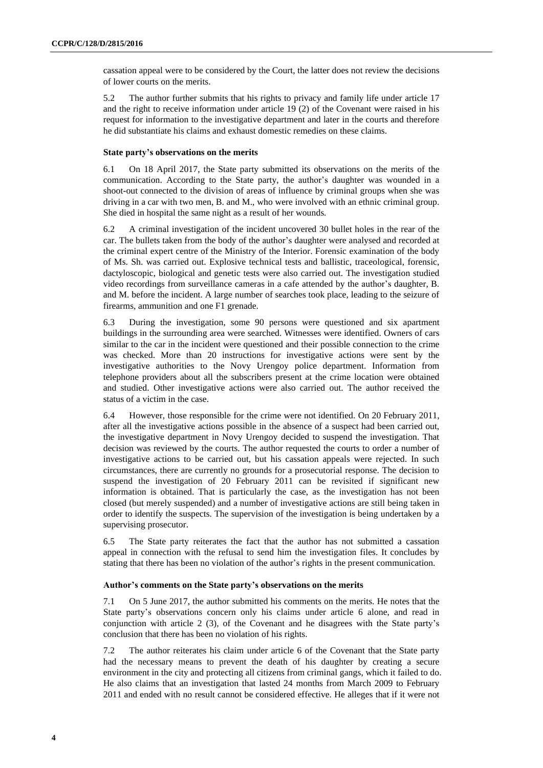cassation appeal were to be considered by the Court, the latter does not review the decisions of lower courts on the merits.

5.2 The author further submits that his rights to privacy and family life under article 17 and the right to receive information under article 19 (2) of the Covenant were raised in his request for information to the investigative department and later in the courts and therefore he did substantiate his claims and exhaust domestic remedies on these claims.

### State party's observations on the merits

6.1 On 18 April 2017, the State party submitted its observations on the merits of the communication. According to the State party, the author's daughter was wounded in a shoot-out connected to the division of areas of influence by criminal groups when she was driving in a car with two men, B. and M., who were involved with an ethnic criminal group. She died in hospital the same night as a result of her wounds.

6.2 A criminal investigation of the incident uncovered 30 bullet holes in the rear of the car. The bullets taken from the body of the author's daughter were analysed and recorded at the criminal expert centre of the Ministry of the Interior. Forensic examination of the body of Ms. Sh. was carried out. Explosive technical tests and ballistic, traceological, forensic, dactyloscopic, biological and genetic tests were also carried out. The investigation studied video recordings from surveillance cameras in a cafe attended by the author's daughter, B. and M. before the incident. A large number of searches took place, leading to the seizure of firearms, ammunition and one F1 grenade.

6.3 During the investigation, some 90 persons were questioned and six apartment buildings in the surrounding area were searched. Witnesses were identified. Owners of cars similar to the car in the incident were questioned and their possible connection to the crime was checked. More than 20 instructions for investigative actions were sent by the investigative authorities to the Novy Urengoy police department. Information from telephone providers about all the subscribers present at the crime location were obtained and studied. Other investigative actions were also carried out. The author received the status of a victim in the case.

6.4 However, those responsible for the crime were not identified. On 20 February 2011, after all the investigative actions possible in the absence of a suspect had been carried out, the investigative department in Novy Urengoy decided to suspend the investigation. That decision was reviewed by the courts. The author requested the courts to order a number of investigative actions to be carried out, but his cassation appeals were rejected. In such circumstances, there are currently no grounds for a prosecutorial response. The decision to suspend the investigation of 20 February 2011 can be revisited if significant new information is obtained. That is particularly the case, as the investigation has not been closed (but merely suspended) and a number of investigative actions are still being taken in order to identify the suspects. The supervision of the investigation is being undertaken by a supervising prosecutor.

6.5 The State party reiterates the fact that the author has not submitted a cassation appeal in connection with the refusal to send him the investigation files. It concludes by stating that there has been no violation of the author's rights in the present communication.

### Author's comments on the State party's observations on the merits

7.1 On 5 June 2017, the author submitted his comments on the merits. He notes that the State party's observations concern only his claims under article 6 alone, and read in conjunction with article 2 (3), of the Covenant and he disagrees with the State party's conclusion that there has been no violation of his rights.

7.2 The author reiterates his claim under article 6 of the Covenant that the State party had the necessary means to prevent the death of his daughter by creating a secure environment in the city and protecting all citizens from criminal gangs, which it failed to do. He also claims that an investigation that lasted 24 months from March 2009 to February 2011 and ended with no result cannot be considered effective. He alleges that if it were not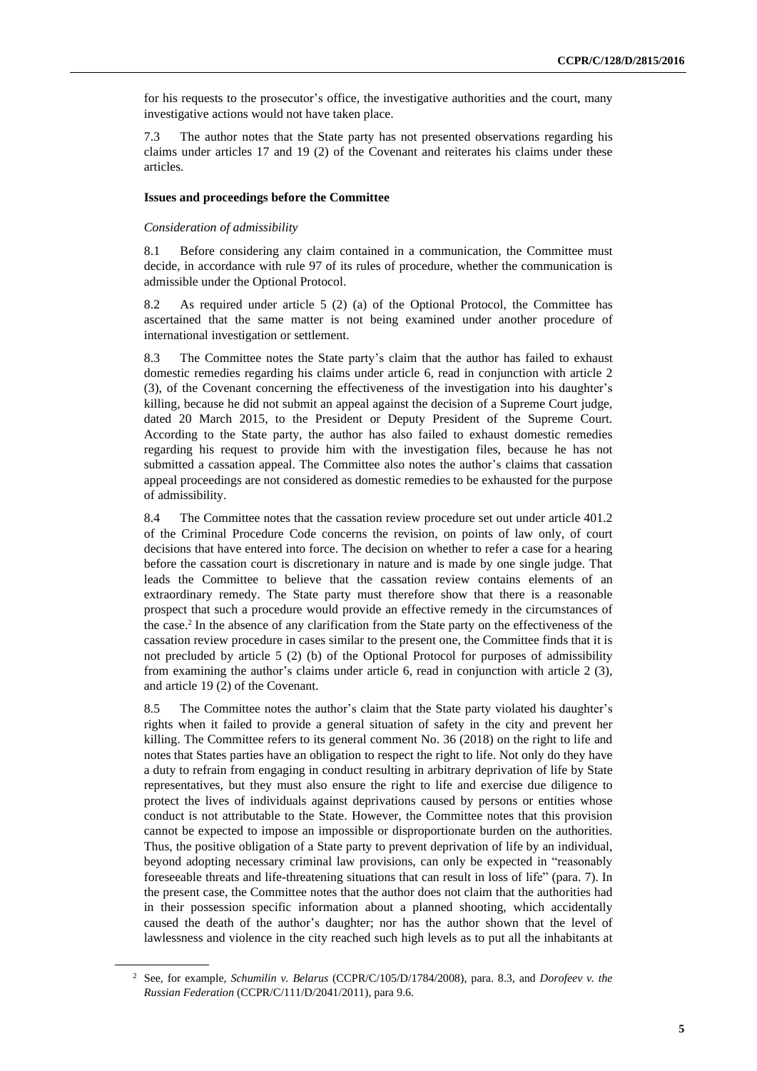for his requests to the prosecutor's office, the investigative authorities and the court, many investigative actions would not have taken place.

7.3 The author notes that the State party has not presented observations regarding his claims under articles 17 and 19 (2) of the Covenant and reiterates his claims under these articles.

#### Issues and proceedings before the Committee

*Consideration of admissibility*

8.1 Before considering any claim contained in a communication, the Committee must decide, in accordance with rule 97 of its rules of procedure, whether the communication is admissible under the Optional Protocol.

8.2 As required under article 5 (2) (a) of the Optional Protocol, the Committee has ascertained that the same matter is not being examined under another procedure of international investigation or settlement.

8.3 The Committee notes the State party's claim that the author has failed to exhaust domestic remedies regarding his claims under article 6, read in conjunction with article 2 (3), of the Covenant concerning the effectiveness of the investigation into his daughter's killing, because he did not submit an appeal against the decision of a Supreme Court judge, dated 20 March 2015, to the President or Deputy President of the Supreme Court. According to the State party, the author has also failed to exhaust domestic remedies regarding his request to provide him with the investigation files, because he has not submitted a cassation appeal. The Committee also notes the author's claims that cassation appeal proceedings are not considered as domestic remedies to be exhausted for the purpose of admissibility.

8.4 The Committee notes that the cassation review procedure set out under article 401.2 of the Criminal Procedure Code concerns the revision, on points of law only, of court decisions that have entered into force. The decision on whether to refer a case for a hearing before the cassation court is discretionary in nature and is made by one single judge. That leads the Committee to believe that the cassation review contains elements of an extraordinary remedy. The State party must therefore show that there is a reasonable prospect that such a procedure would provide an effective remedy in the circumstances of the case.[2] In the absence of any clarification from the State party on the effectiveness of the cassation review procedure in cases similar to the present one, the Committee finds that it is not precluded by article 5 (2) (b) of the Optional Protocol for purposes of admissibility from examining the author's claims under article 6, read in conjunction with article 2 (3), and article 19 (2) of the Covenant.

8.5 The Committee notes the author's claim that the State party violated his daughter's rights when it failed to provide a general situation of safety in the city and prevent her killing. The Committee refers to its general comment No. 36 (2018) on the right to life and notes that States parties have an obligation to respect the right to life. Not only do they have a duty to refrain from engaging in conduct resulting in arbitrary deprivation of life by State representatives, but they must also ensure the right to life and exercise due diligence to protect the lives of individuals against deprivations caused by persons or entities whose conduct is not attributable to the State. However, the Committee notes that this provision cannot be expected to impose an impossible or disproportionate burden on the authorities. Thus, the positive obligation of a State party to prevent deprivation of life by an individual, beyond adopting necessary criminal law provisions, can only be expected in "reasonably foreseeable threats and life-threatening situations that can result in loss of life" (para. 7). In the present case, the Committee notes that the author does not claim that the authorities had in their possession specific information about a planned shooting, which accidentally caused the death of the author's daughter; nor has the author shown that the level of lawlessness and violence in the city reached such high levels as to put all the inhabitants at

---

[2] See, for example, *Schumilin v. Belarus* (CCPR/C/105/D/1784/2008), para. 8.3, and *Dorofeev v. the Russian Federation* (CCPR/C/111/D/2041/2011), para 9.6.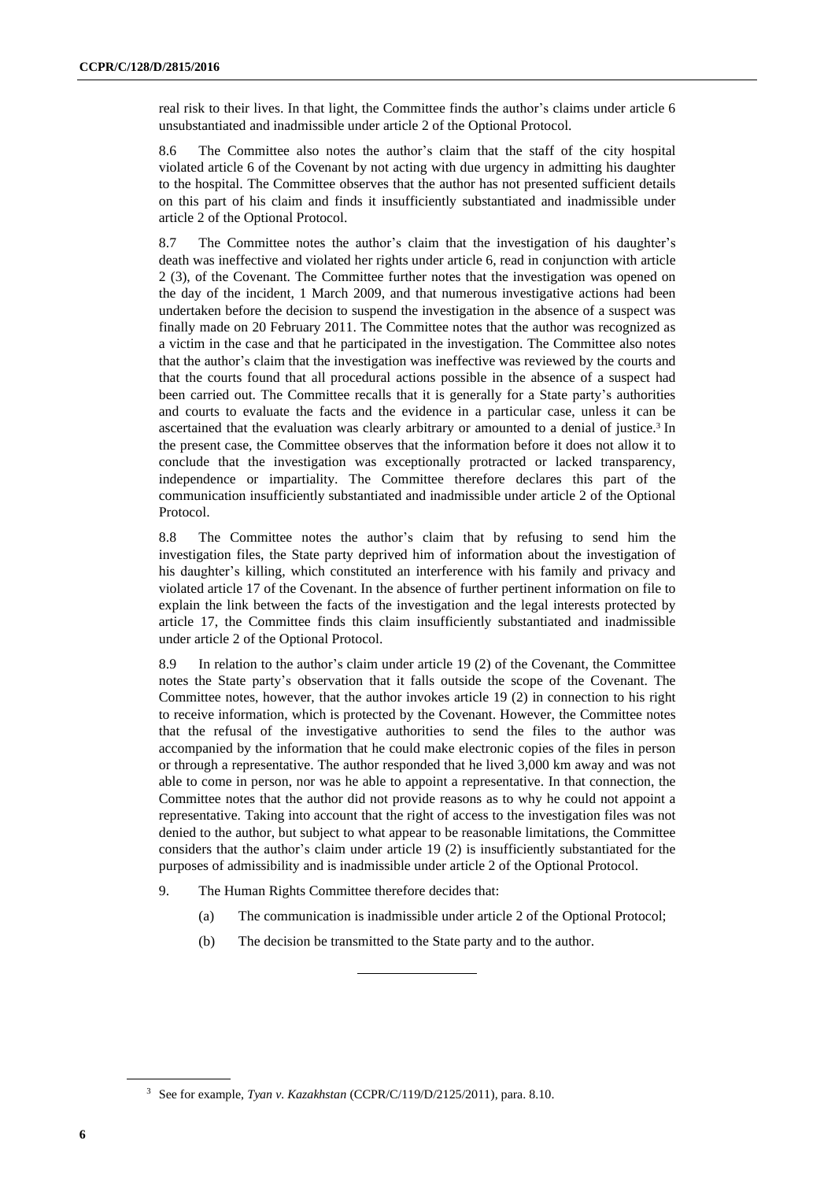real risk to their lives. In that light, the Committee finds the author's claims under article 6 unsubstantiated and inadmissible under article 2 of the Optional Protocol.

8.6 The Committee also notes the author's claim that the staff of the city hospital violated article 6 of the Covenant by not acting with due urgency in admitting his daughter to the hospital. The Committee observes that the author has not presented sufficient details on this part of his claim and finds it insufficiently substantiated and inadmissible under article 2 of the Optional Protocol.

8.7 The Committee notes the author's claim that the investigation of his daughter's death was ineffective and violated her rights under article 6, read in conjunction with article 2 (3), of the Covenant. The Committee further notes that the investigation was opened on the day of the incident, 1 March 2009, and that numerous investigative actions had been undertaken before the decision to suspend the investigation in the absence of a suspect was finally made on 20 February 2011. The Committee notes that the author was recognized as a victim in the case and that he participated in the investigation. The Committee also notes that the author's claim that the investigation was ineffective was reviewed by the courts and that the courts found that all procedural actions possible in the absence of a suspect had been carried out. The Committee recalls that it is generally for a State party's authorities and courts to evaluate the facts and the evidence in a particular case, unless it can be ascertained that the evaluation was clearly arbitrary or amounted to a denial of justice.[3] In the present case, the Committee observes that the information before it does not allow it to conclude that the investigation was exceptionally protracted or lacked transparency, independence or impartiality. The Committee therefore declares this part of the communication insufficiently substantiated and inadmissible under article 2 of the Optional Protocol.

8.8 The Committee notes the author's claim that by refusing to send him the investigation files, the State party deprived him of information about the investigation of his daughter's killing, which constituted an interference with his family and privacy and violated article 17 of the Covenant. In the absence of further pertinent information on file to explain the link between the facts of the investigation and the legal interests protected by article 17, the Committee finds this claim insufficiently substantiated and inadmissible under article 2 of the Optional Protocol.

8.9 In relation to the author's claim under article 19 (2) of the Covenant, the Committee notes the State party's observation that it falls outside the scope of the Covenant. The Committee notes, however, that the author invokes article 19 (2) in connection to his right to receive information, which is protected by the Covenant. However, the Committee notes that the refusal of the investigative authorities to send the files to the author was accompanied by the information that he could make electronic copies of the files in person or through a representative. The author responded that he lived 3,000 km away and was not able to come in person, nor was he able to appoint a representative. In that connection, the Committee notes that the author did not provide reasons as to why he could not appoint a representative. Taking into account that the right of access to the investigation files was not denied to the author, but subject to what appear to be reasonable limitations, the Committee considers that the author's claim under article 19 (2) is insufficiently substantiated for the purposes of admissibility and is inadmissible under article 2 of the Optional Protocol.

9. The Human Rights Committee therefore decides that:

(a) The communication is inadmissible under article 2 of the Optional Protocol;

(b) The decision be transmitted to the State party and to the author.

---

[3] See for example, *Tyan v. Kazakhstan* (CCPR/C/119/D/2125/2011), para. 8.10.